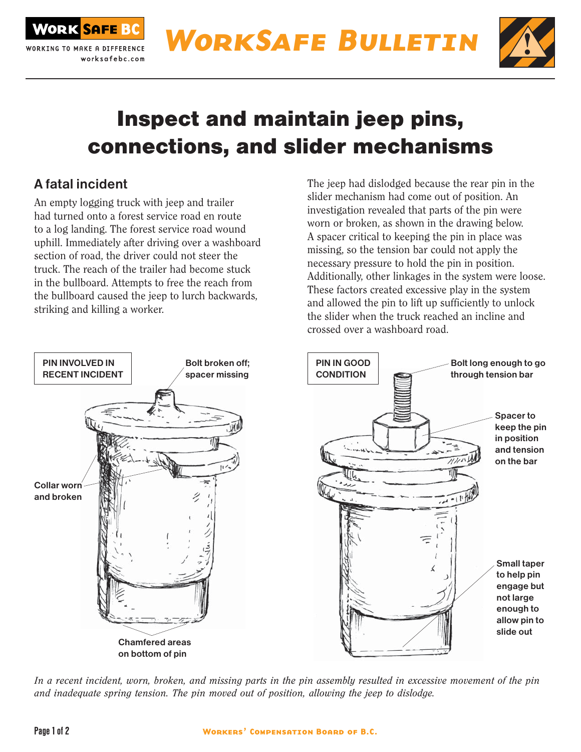# Inspect and maintain jeep pins, connections, and slider mechanisms

## A fatal incident

An empty logging truck with jeep and trailer had turned onto a forest service road en route to a log landing. The forest service road wound uphill. Immediately after driving over a washboard section of road, the driver could not steer the truck. The reach of the trailer had become stuck in the bullboard. Attempts to free the reach from the bullboard caused the jeep to lurch backwards, striking and killing a worker.

The jeep had dislodged because the rear pin in the slider mechanism had come out of position. An investigation revealed that parts of the pin were worn or broken, as shown in the drawing below. A spacer critical to keeping the pin in place was missing, so the tension bar could not apply the necessary pressure to hold the pin in position. Additionally, other linkages in the system were loose. These factors created excessive play in the system and allowed the pin to lift up sufficiently to unlock the slider when the truck reached an incline and crossed over a washboard road.

**PIN INVOLVED IN RECENT INCIDENT**

- Bolt broken off; spacer missing
- Collar worn and broken
- Chamfered areas on bottom of pin

**PIN IN GOOD CONDITION**

- Bolt long enough to go through tension bar
- Spacer to keep the pin in position and tension on the bar
- Small taper to help pin engage but not large enough to allow pin to slide out

*In a recent incident, worn, broken, and missing parts in the pin assembly resulted in excessive movement of the pin and inadequate spring tension. The pin moved out of position, allowing the jeep to dislodge.*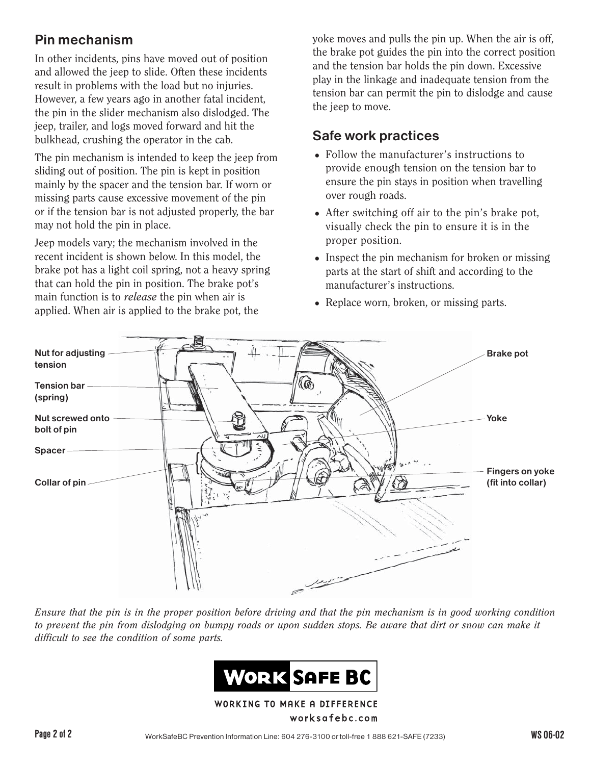## Pin mechanism

In other incidents, pins have moved out of position and allowed the jeep to slide. Often these incidents result in problems with the load but no injuries. However, a few years ago in another fatal incident, the pin in the slider mechanism also dislodged. The jeep, trailer, and logs moved forward and hit the bulkhead, crushing the operator in the cab.

The pin mechanism is intended to keep the jeep from sliding out of position. The pin is kept in position mainly by the spacer and the tension bar. If worn or missing parts cause excessive movement of the pin or if the tension bar is not adjusted properly, the bar may not hold the pin in place.

Jeep models vary; the mechanism involved in the recent incident is shown below. In this model, the brake pot has a light coil spring, not a heavy spring that can hold the pin in position. The brake pot's main function is to *release* the pin when air is applied. When air is applied to the brake pot, the yoke moves and pulls the pin up. When the air is off, the brake pot guides the pin into the correct position and the tension bar holds the pin down. Excessive play in the linkage and inadequate tension from the tension bar can permit the pin to dislodge and cause the jeep to move.

## Safe work practices

- Follow the manufacturer's instructions to provide enough tension on the tension bar to ensure the pin stays in position when travelling over rough roads.
- After switching off air to the pin's brake pot, visually check the pin to ensure it is in the proper position.
- Inspect the pin mechanism for broken or missing parts at the start of shift and according to the manufacturer's instructions.
- Replace worn, broken, or missing parts.

Nut for adjusting tension

Tension bar (spring)

Nut screwed onto bolt of pin

Spacer

Collar of pin

Brake pot

Yoke

Fingers on yoke (fit into collar)

*Ensure that the pin is in the proper position before driving and that the pin mechanism is in good working condition to prevent the pin from dislodging on bumpy roads or upon sudden stops. Be aware that dirt or snow can make it difficult to see the condition of some parts.*

WORKSAFEBC

WORKING TO MAKE A DIFFERENCE

worksafebc.com